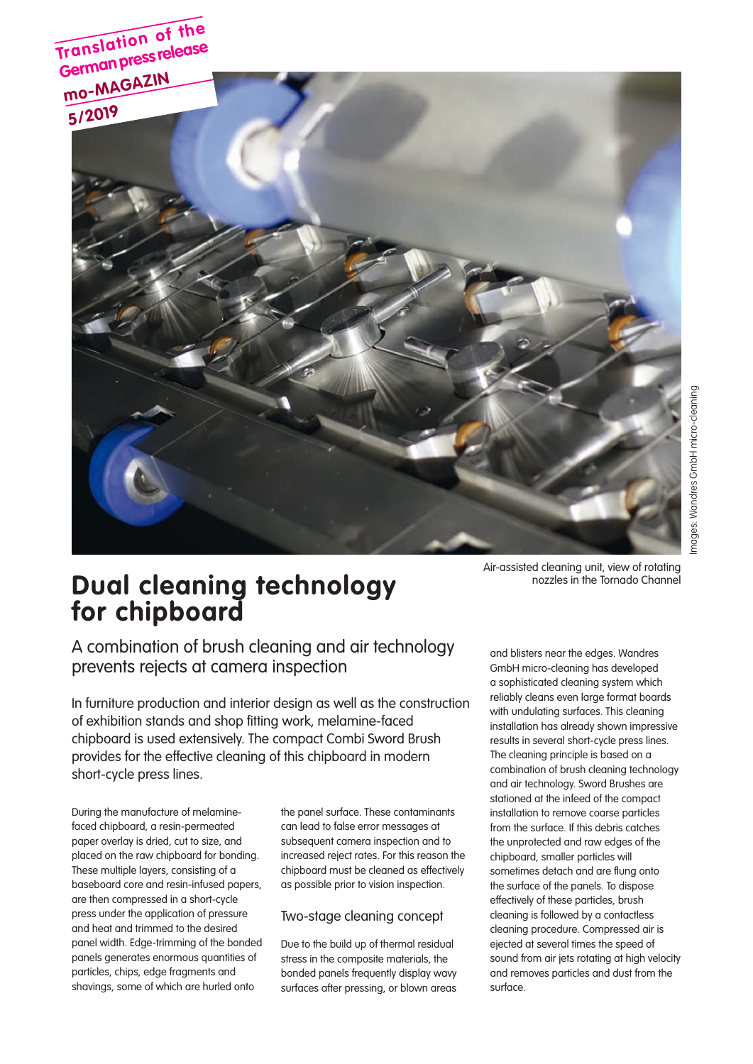Translation of the German press release mo-MAGAZIN 5/2019

Air-assisted cleaning unit, view of rotating nozzles in the Tornado Channel

# Dual cleaning technology for chipboard

## A combination of brush cleaning and air technology prevents rejects at camera inspection

In furniture production and interior design as well as the construction of exhibition stands and shop fitting work, melamine-faced chipboard is used extensively. The compact Combi Sword Brush provides for the effective cleaning of this chipboard in modern short-cycle press lines.

During the manufacture of melamine-faced chipboard, a resin-permeated paper overlay is dried, cut to size, and placed on the raw chipboard for bonding. These multiple layers, consisting of a baseboard core and resin-infused papers, are then compressed in a short-cycle press under the application of pressure and heat and trimmed to the desired panel width. Edge-trimming of the bonded panels generates enormous quantities of particles, chips, edge fragments and shavings, some of which are hurled onto the panel surface. These contaminants can lead to false error messages at subsequent camera inspection and to increased reject rates. For this reason the chipboard must be cleaned as effectively as possible prior to vision inspection.

### Two-stage cleaning concept

Due to the build up of thermal residual stress in the composite materials, the bonded panels frequently display wavy surfaces after pressing, or blown areas and blisters near the edges. Wandres GmbH micro-cleaning has developed a sophisticated cleaning system which reliably cleans even large format boards with undulating surfaces. This cleaning installation has already shown impressive results in several short-cycle press lines. The cleaning principle is based on a combination of brush cleaning technology and air technology. Sword Brushes are stationed at the infeed of the compact installation to remove coarse particles from the surface. If this debris catches the unprotected and raw edges of the chipboard, smaller particles will sometimes detach and are flung onto the surface of the panels. To dispose effectively of these particles, brush cleaning is followed by a contactless cleaning procedure. Compressed air is ejected at several times the speed of sound from air jets rotating at high velocity and removes particles and dust from the surface.

Images: Wandres GmbH micro-cleaning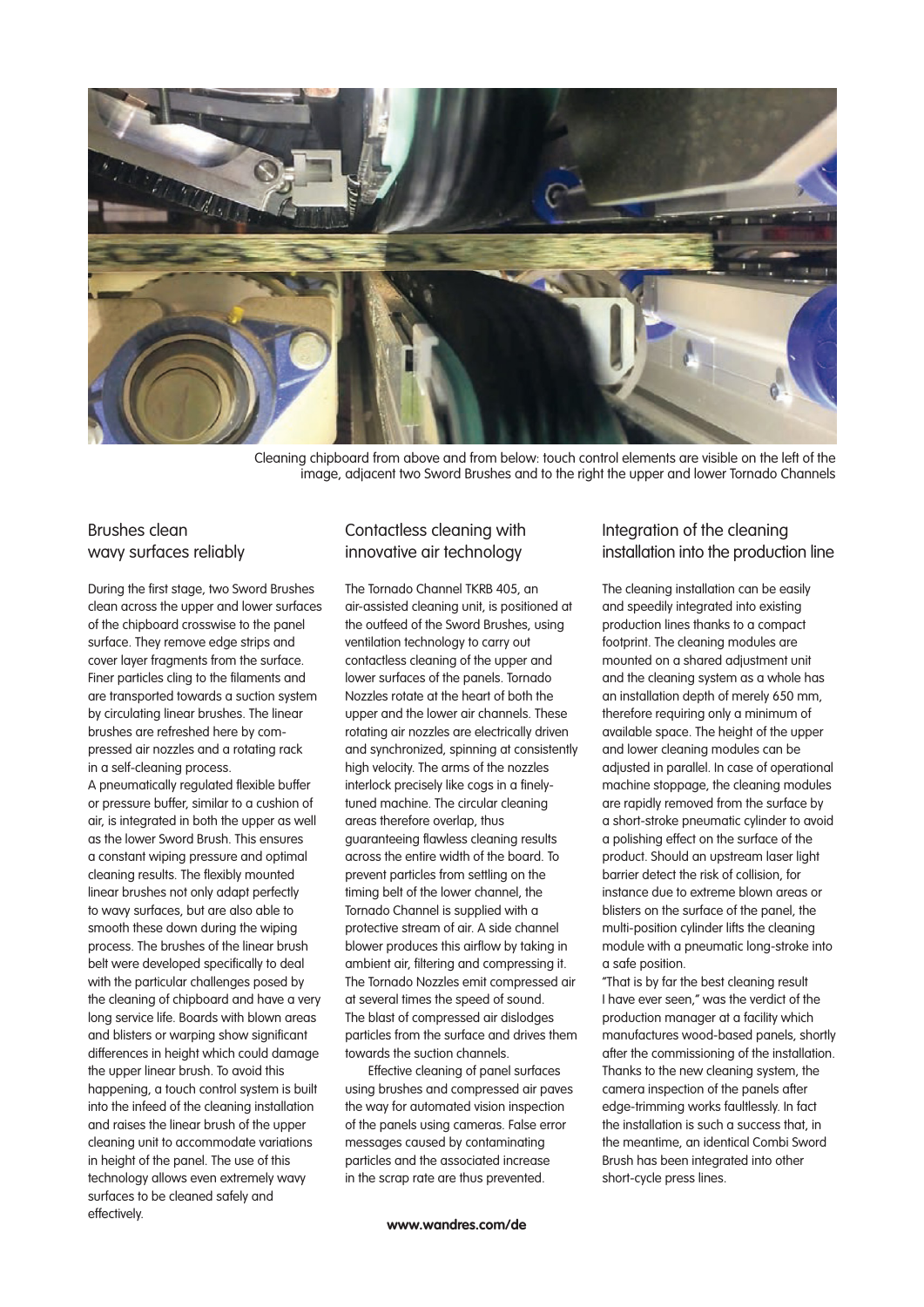Cleaning chipboard from above and from below: touch control elements are visible on the left of the image, adjacent two Sword Brushes and to the right the upper and lower Tornado Channels

## Brushes clean wavy surfaces reliably

During the first stage, two Sword Brushes clean across the upper and lower surfaces of the chipboard crosswise to the panel surface. They remove edge strips and cover layer fragments from the surface. Finer particles cling to the filaments and are transported towards a suction system by circulating linear brushes. The linear brushes are refreshed here by compressed air nozzles and a rotating rack in a self-cleaning process.

A pneumatically regulated flexible buffer or pressure buffer, similar to a cushion of air, is integrated in both the upper as well as the lower Sword Brush. This ensures a constant wiping pressure and optimal cleaning results. The flexibly mounted linear brushes not only adapt perfectly to wavy surfaces, but are also able to smooth these down during the wiping process. The brushes of the linear brush belt were developed specifically to deal with the particular challenges posed by the cleaning of chipboard and have a very long service life. Boards with blown areas and blisters or warping show significant differences in height which could damage the upper linear brush. To avoid this happening, a touch control system is built into the infeed of the cleaning installation and raises the linear brush of the upper cleaning unit to accommodate variations in height of the panel. The use of this technology allows even extremely wavy surfaces to be cleaned safely and effectively.

## Contactless cleaning with innovative air technology

The Tornado Channel TKRB 405, an air-assisted cleaning unit, is positioned at the outfeed of the Sword Brushes, using ventilation technology to carry out contactless cleaning of the upper and lower surfaces of the panels. Tornado Nozzles rotate at the heart of both the upper and the lower air channels. These rotating air nozzles are electrically driven and synchronized, spinning at consistently high velocity. The arms of the nozzles interlock precisely like cogs in a finely-tuned machine. The circular cleaning areas therefore overlap, thus guaranteeing flawless cleaning results across the entire width of the board. To prevent particles from settling on the timing belt of the lower channel, the Tornado Channel is supplied with a protective stream of air. A side channel blower produces this airflow by taking in ambient air, filtering and compressing it. The Tornado Nozzles emit compressed air at several times the speed of sound. The blast of compressed air dislodges particles from the surface and drives them towards the suction channels.

Effective cleaning of panel surfaces using brushes and compressed air paves the way for automated vision inspection of the panels using cameras. False error messages caused by contaminating particles and the associated increase in the scrap rate are thus prevented.

## Integration of the cleaning installation into the production line

The cleaning installation can be easily and speedily integrated into existing production lines thanks to a compact footprint. The cleaning modules are mounted on a shared adjustment unit and the cleaning system as a whole has an installation depth of merely 650 mm, therefore requiring only a minimum of available space. The height of the upper and lower cleaning modules can be adjusted in parallel. In case of operational machine stoppage, the cleaning modules are rapidly removed from the surface by a short-stroke pneumatic cylinder to avoid a polishing effect on the surface of the product. Should an upstream laser light barrier detect the risk of collision, for instance due to extreme blown areas or blisters on the surface of the panel, the multi-position cylinder lifts the cleaning module with a pneumatic long-stroke into a safe position.

"That is by far the best cleaning result I have ever seen," was the verdict of the production manager at a facility which manufactures wood-based panels, shortly after the commissioning of the installation. Thanks to the new cleaning system, the camera inspection of the panels after edge-trimming works faultlessly. In fact the installation is such a success that, in the meantime, an identical Combi Sword Brush has been integrated into other short-cycle press lines.

**www.wandres.com/de**